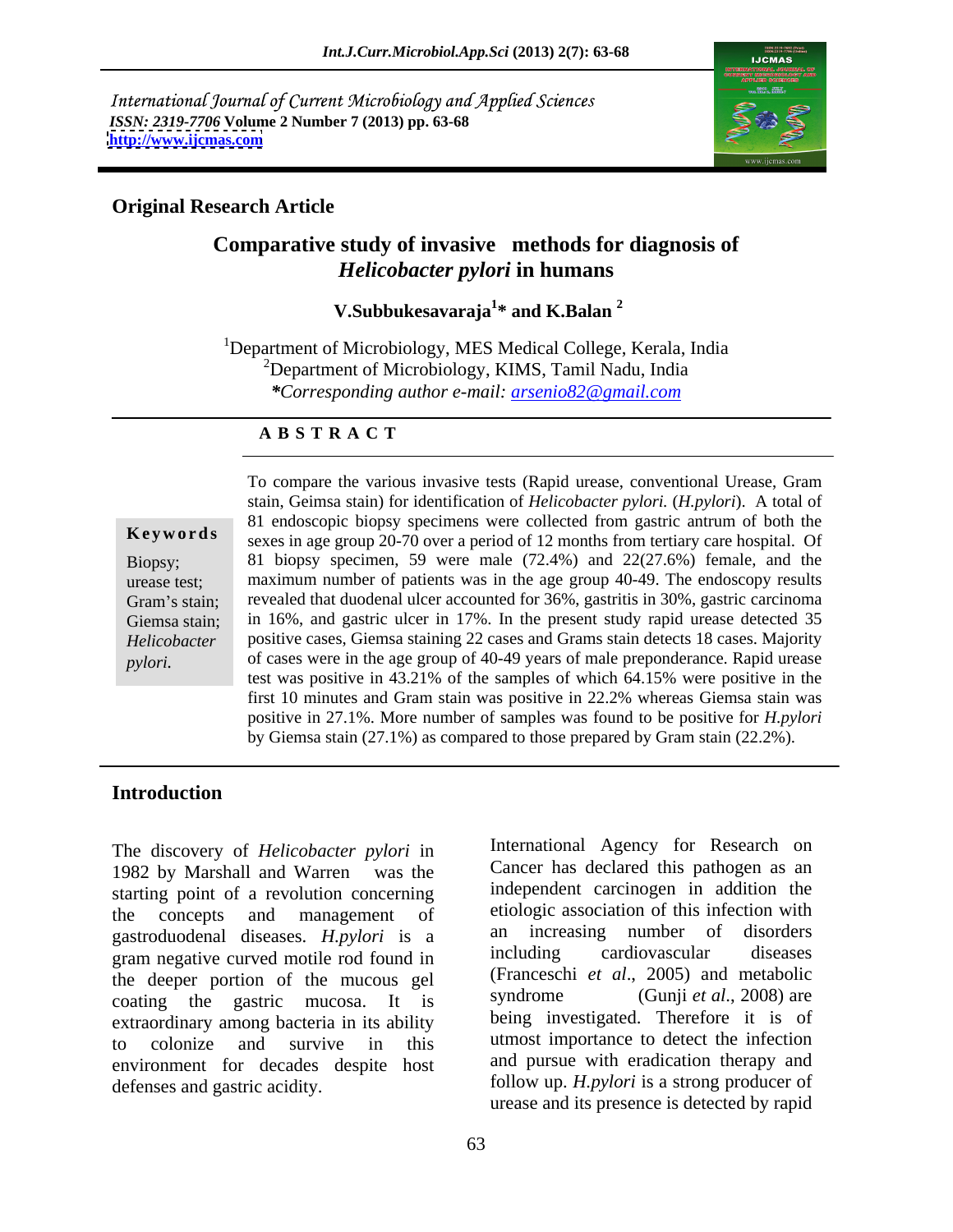*International Journal of Current Microbiology and Applied Sciences*
*ISSN: 2319-7706* **Volume 2 Number 7 (2013) pp. 63-68**
**http://www.ijcmas.com**

**Original Research Article**

# Comparative study of invasive methods for diagnosis of *Helicobacter pylori* in humans

**V.Subbukesavaraja[1]* and K.Balan [2]**

[1]Department of Microbiology, MES Medical College, Kerala, India
[2]Department of Microbiology, KIMS, Tamil Nadu, India
**Corresponding author e-mail: arsenio82@gmail.com*

## A B S T R A C T

**Keywords**

Biopsy; urease test; Gram's stain; Giemsa stain; *Helicobacter pylori.*

To compare the various invasive tests (Rapid urease, conventional Urease, Gram stain, Geimsa stain) for identification of *Helicobacter pylori.* (*H.pylori*). A total of 81 endoscopic biopsy specimens were collected from gastric antrum of both the sexes in age group 20-70 over a period of 12 months from tertiary care hospital. Of 81 biopsy specimen, 59 were male (72.4%) and 22(27.6%) female, and the maximum number of patients was in the age group 40-49. The endoscopy results revealed that duodenal ulcer accounted for 36%, gastritis in 30%, gastric carcinoma in 16%, and gastric ulcer in 17%. In the present study rapid urease detected 35 positive cases, Giemsa staining 22 cases and Grams stain detects 18 cases. Majority of cases were in the age group of 40-49 years of male preponderance. Rapid urease test was positive in 43.21% of the samples of which 64.15% were positive in the first 10 minutes and Gram stain was positive in 22.2% whereas Giemsa stain was positive in 27.1%. More number of samples was found to be positive for *H.pylori* by Giemsa stain (27.1%) as compared to those prepared by Gram stain (22.2%).

## Introduction

The discovery of *Helicobacter pylori* in 1982 by Marshall and Warren was the starting point of a revolution concerning the concepts and management of gastroduodenal diseases. *H.pylori* is a gram negative curved motile rod found in the deeper portion of the mucous gel coating the gastric mucosa. It is extraordinary among bacteria in its ability to colonize and survive in this environment for decades despite host defenses and gastric acidity.

International Agency for Research on Cancer has declared this pathogen as an independent carcinogen in addition the etiologic association of this infection with an increasing number of disorders including cardiovascular diseases (Franceschi *et al*., 2005) and metabolic syndrome (Gunji *et al*., 2008) are being investigated. Therefore it is of utmost importance to detect the infection and pursue with eradication therapy and follow up. *H.pylori* is a strong producer of urease and its presence is detected by rapid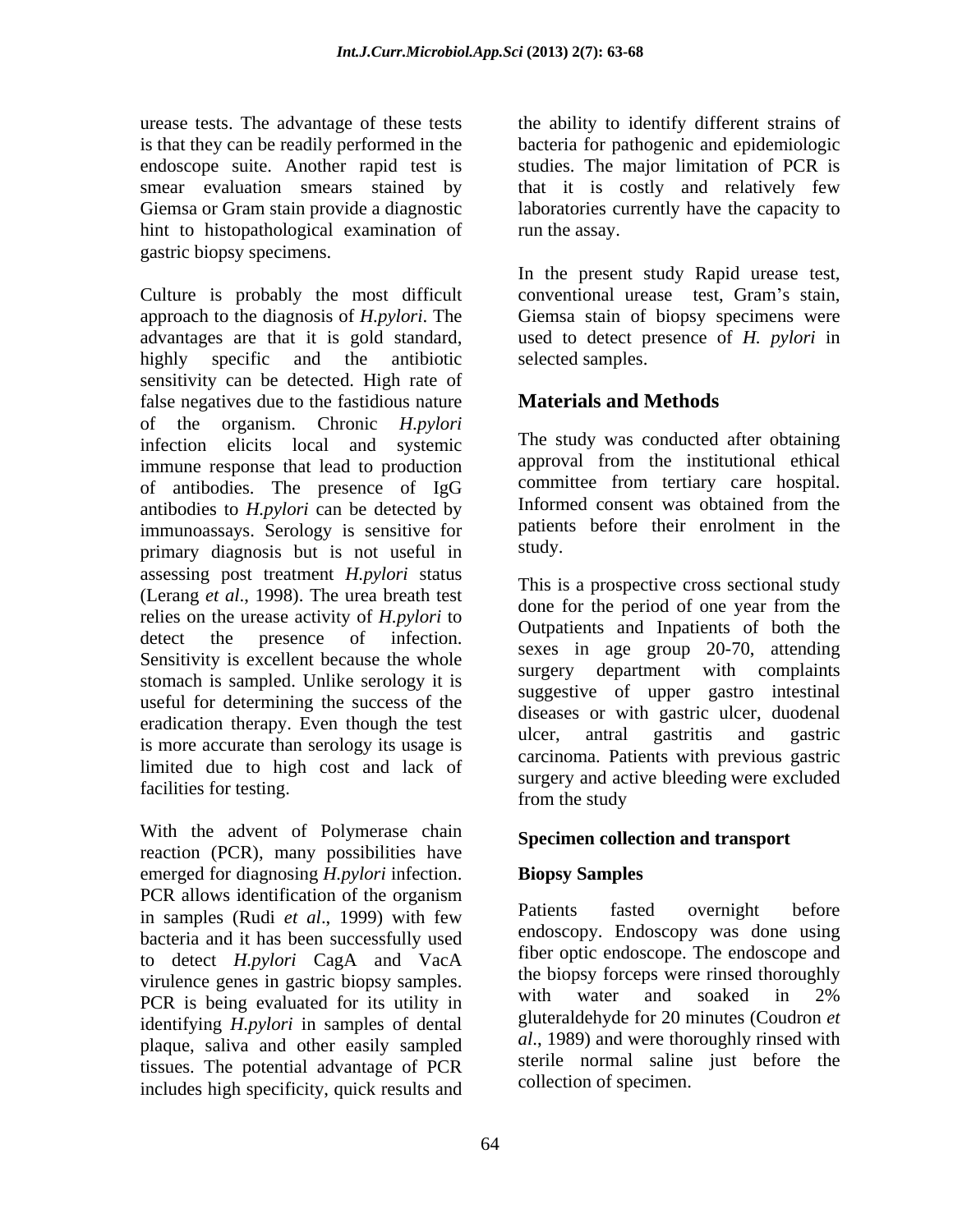urease tests. The advantage of these tests is that they can be readily performed in the endoscope suite. Another rapid test is smear evaluation smears stained by Giemsa or Gram stain provide a diagnostic hint to histopathological examination of gastric biopsy specimens.

Culture is probably the most difficult approach to the diagnosis of *H.pylori*. The advantages are that it is gold standard, highly specific and the antibiotic sensitivity can be detected. High rate of false negatives due to the fastidious nature of the organism. Chronic *H.pylori* infection elicits local and systemic immune response that lead to production of antibodies. The presence of IgG antibodies to *H.pylori* can be detected by immunoassays. Serology is sensitive for primary diagnosis but is not useful in assessing post treatment *H.pylori* status (Lerang *et al*., 1998). The urea breath test relies on the urease activity of *H.pylori* to detect the presence of infection. Sensitivity is excellent because the whole stomach is sampled. Unlike serology it is useful for determining the success of the eradication therapy. Even though the test is more accurate than serology its usage is limited due to high cost and lack of facilities for testing.

With the advent of Polymerase chain reaction (PCR), many possibilities have emerged for diagnosing *H.pylori* infection. PCR allows identification of the organism in samples (Rudi *et al*., 1999) with few bacteria and it has been successfully used to detect *H.pylori* CagA and VacA virulence genes in gastric biopsy samples. PCR is being evaluated for its utility in identifying *H.pylori* in samples of dental plaque, saliva and other easily sampled tissues. The potential advantage of PCR includes high specificity, quick results and the ability to identify different strains of bacteria for pathogenic and epidemiologic studies. The major limitation of PCR is that it is costly and relatively few laboratories currently have the capacity to run the assay.

In the present study Rapid urease test, conventional urease test, Gram's stain, Giemsa stain of biopsy specimens were used to detect presence of *H. pylori* in selected samples.

## Materials and Methods

The study was conducted after obtaining approval from the institutional ethical committee from tertiary care hospital. Informed consent was obtained from the patients before their enrolment in the study.

This is a prospective cross sectional study done for the period of one year from the Outpatients and Inpatients of both the sexes in age group 20-70, attending surgery department with complaints suggestive of upper gastro intestinal diseases or with gastric ulcer, duodenal ulcer, antral gastritis and gastric carcinoma. Patients with previous gastric surgery and active bleeding were excluded from the study

### Specimen collection and transport

### Biopsy Samples

Patients fasted overnight before endoscopy. Endoscopy was done using fiber optic endoscope. The endoscope and the biopsy forceps were rinsed thoroughly with water and soaked in 2% gluteraldehyde for 20 minutes (Coudron *et al*., 1989) and were thoroughly rinsed with sterile normal saline just before the collection of specimen.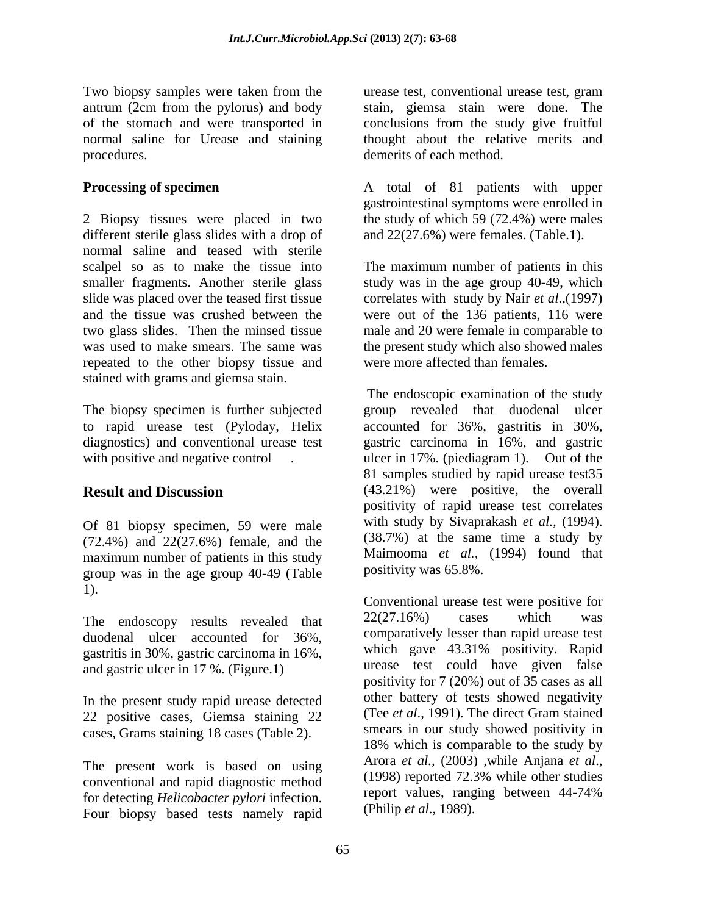Two biopsy samples were taken from the antrum (2cm from the pylorus) and body of the stomach and were transported in normal saline for Urease and staining procedures.

**Processing of specimen**

2 Biopsy tissues were placed in two different sterile glass slides with a drop of normal saline and teased with sterile scalpel so as to make the tissue into smaller fragments. Another sterile glass slide was placed over the teased first tissue and the tissue was crushed between the two glass slides. Then the minsed tissue was used to make smears. The same was repeated to the other biopsy tissue and stained with grams and giemsa stain.

The biopsy specimen is further subjected to rapid urease test (Pyloday, Helix diagnostics) and conventional urease test with positive and negative control .

## Result and Discussion

Of 81 biopsy specimen, 59 were male (72.4%) and 22(27.6%) female, and the maximum number of patients in this study group was in the age group 40-49 (Table 1).

The endoscopy results revealed that duodenal ulcer accounted for 36%, gastritis in 30%, gastric carcinoma in 16%, and gastric ulcer in 17 %. (Figure.1)

In the present study rapid urease detected 22 positive cases, Giemsa staining 22 cases, Grams staining 18 cases (Table 2).

The present work is based on using conventional and rapid diagnostic method for detecting *Helicobacter pylori* infection. Four biopsy based tests namely rapid urease test, conventional urease test, gram stain, giemsa stain were done. The conclusions from the study give fruitful thought about the relative merits and demerits of each method.

A total of 81 patients with upper gastrointestinal symptoms were enrolled in the study of which 59 (72.4%) were males and 22(27.6%) were females. (Table.1).

The maximum number of patients in this study was in the age group 40-49, which correlates with study by Nair *et al*.,(1997) were out of the 136 patients, 116 were male and 20 were female in comparable to the present study which also showed males were more affected than females.

The endoscopic examination of the study group revealed that duodenal ulcer accounted for 36%, gastritis in 30%, gastric carcinoma in 16%, and gastric ulcer in 17%. (piediagram 1). Out of the 81 samples studied by rapid urease test35 (43.21%) were positive, the overall positivity of rapid urease test correlates with study by Sivaprakash *et al.,* (1994). (38.7%) at the same time a study by Maimooma *et al.,* (1994) found that positivity was 65.8%.

Conventional urease test were positive for 22(27.16%) cases which was comparatively lesser than rapid urease test which gave 43.31% positivity. Rapid urease test could have given false positivity for 7 (20%) out of 35 cases as all other battery of tests showed negativity (Tee *et al*., 1991). The direct Gram stained smears in our study showed positivity in 18% which is comparable to the study by Arora *et al.,* (2003) ,while Anjana *et al*., (1998) reported 72.3% while other studies report values, ranging between 44-74% (Philip *et al*., 1989).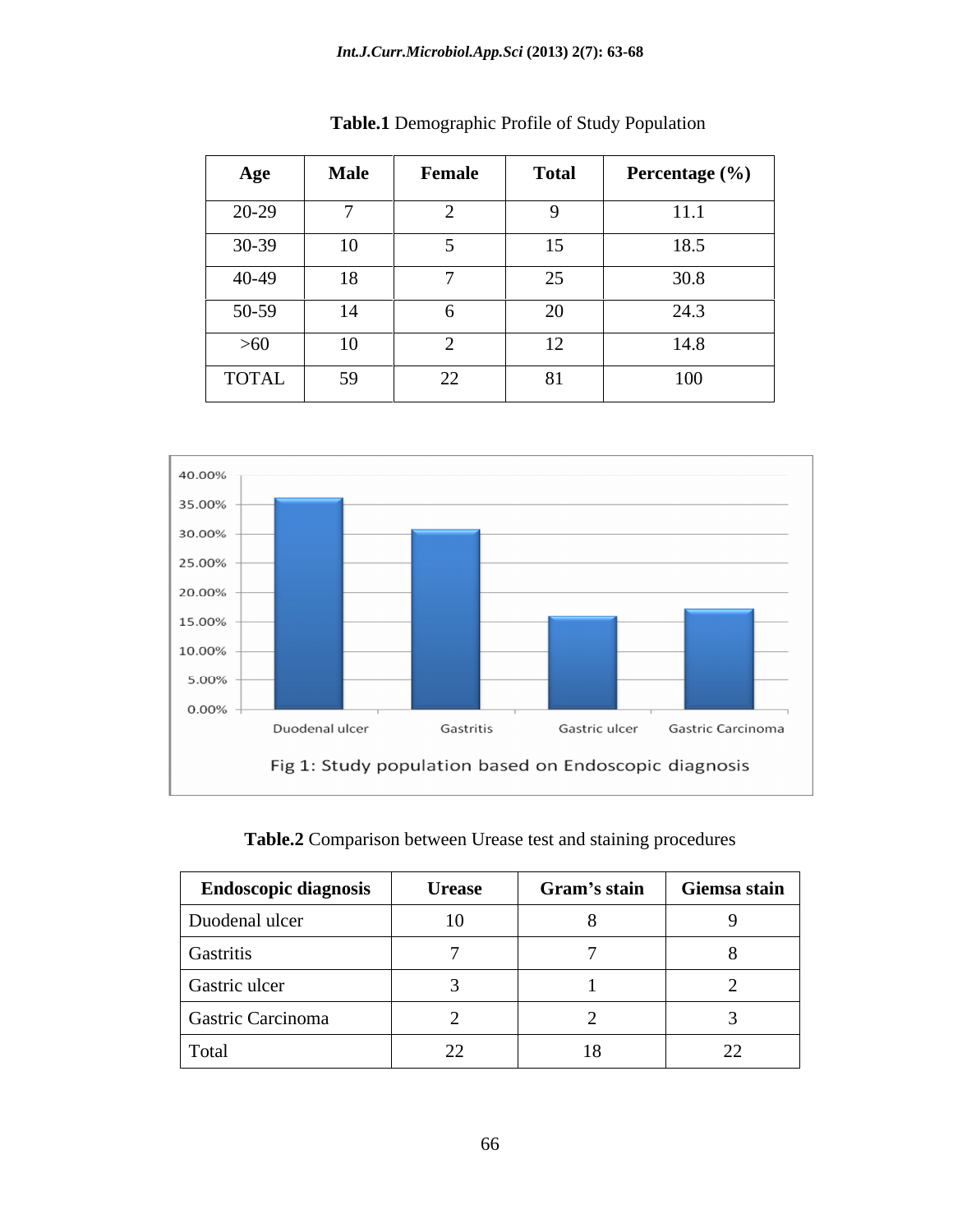**Table.1** Demographic Profile of Study Population

| Age | Male | Female | Total | Percentage (%) |
|---|---|---|---|---|
| 20-29 | 7 | 2 | 9 | 11.1 |
| 30-39 | 10 | 5 | 15 | 18.5 |
| 40-49 | 18 | 7 | 25 | 30.8 |
| 50-59 | 14 | 6 | 20 | 24.3 |
| >60 | 10 | 2 | 12 | 14.8 |
| TOTAL | 59 | 22 | 81 | 100 |

Fig 1: Study population based on Endoscopic diagnosis

**Table.2** Comparison between Urease test and staining procedures

| Endoscopic diagnosis | Urease | Gram's stain | Giemsa stain |
|---|---|---|---|
| Duodenal ulcer | 10 | 8 | 9 |
| Gastritis | 7 | 7 | 8 |
| Gastric ulcer | 3 | 1 | 2 |
| Gastric Carcinoma | 2 | 2 | 3 |
| Total | 22 | 18 | 22 |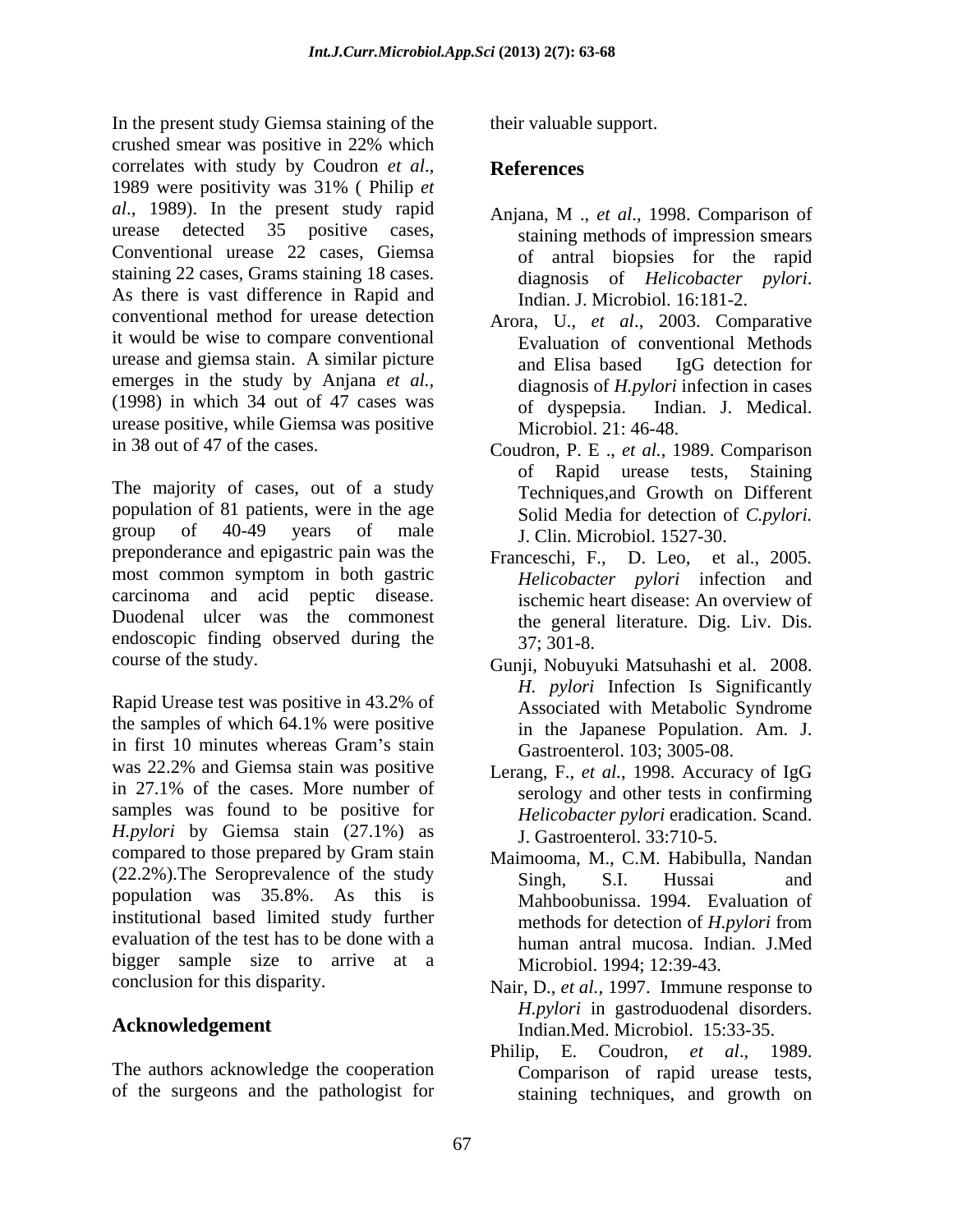In the present study Giemsa staining of the crushed smear was positive in 22% which correlates with study by Coudron *et al*., 1989 were positivity was 31% ( Philip *et al*., 1989). In the present study rapid urease detected 35 positive cases, Conventional urease 22 cases, Giemsa staining 22 cases, Grams staining 18 cases. As there is vast difference in Rapid and conventional method for urease detection it would be wise to compare conventional urease and giemsa stain. A similar picture emerges in the study by Anjana *et al.*, (1998) in which 34 out of 47 cases was urease positive, while Giemsa was positive in 38 out of 47 of the cases.

The majority of cases, out of a study population of 81 patients, were in the age group of 40-49 years of male preponderance and epigastric pain was the most common symptom in both gastric carcinoma and acid peptic disease. Duodenal ulcer was the commonest endoscopic finding observed during the course of the study.

Rapid Urease test was positive in 43.2% of the samples of which 64.1% were positive in first 10 minutes whereas Gram's stain was 22.2% and Giemsa stain was positive in 27.1% of the cases. More number of samples was found to be positive for *H.pylori* by Giemsa stain (27.1%) as compared to those prepared by Gram stain (22.2%).The Seroprevalence of the study population was 35.8%. As this is institutional based limited study further evaluation of the test has to be done with a bigger sample size to arrive at a conclusion for this disparity.

## Acknowledgement

The authors acknowledge the cooperation of the surgeons and the pathologist for their valuable support.

## References

Anjana, M ., *et al*., 1998. Comparison of staining methods of impression smears of antral biopsies for the rapid diagnosis of *Helicobacter pylori*. Indian. J. Microbiol. 16:181-2.

Arora, U., *et al*., 2003. Comparative Evaluation of conventional Methods and Elisa based IgG detection for diagnosis of *H.pylori* infection in cases of dyspepsia. Indian. J. Medical. Microbiol. 21: 46-48.

Coudron, P. E ., *et al.*, 1989. Comparison of Rapid urease tests, Staining Techniques,and Growth on Different Solid Media for detection of *C.pylori.* J. Clin. Microbiol. 1527-30.

Franceschi, F., D. Leo, et al., 2005. *Helicobacter pylori* infection and ischemic heart disease: An overview of the general literature. Dig. Liv. Dis. 37; 301-8.

Gunji, Nobuyuki Matsuhashi et al. 2008. *H. pylori* Infection Is Significantly Associated with Metabolic Syndrome in the Japanese Population. Am. J. Gastroenterol. 103; 3005-08.

Lerang, F., *et al.*, 1998. Accuracy of IgG serology and other tests in confirming *Helicobacter pylori* eradication. Scand. J. Gastroenterol. 33:710-5.

Maimooma, M., C.M. Habibulla, Nandan Singh, S.I. Hussai and Mahboobunissa. 1994. Evaluation of methods for detection of *H.pylori* from human antral mucosa. Indian. J.Med Microbiol. 1994; 12:39-43.

Nair, D., *et al.*, 1997. Immune response to *H.pylori* in gastroduodenal disorders. Indian.Med. Microbiol. 15:33-35.

Philip, E. Coudron, *et al*., 1989. Comparison of rapid urease tests, staining techniques, and growth on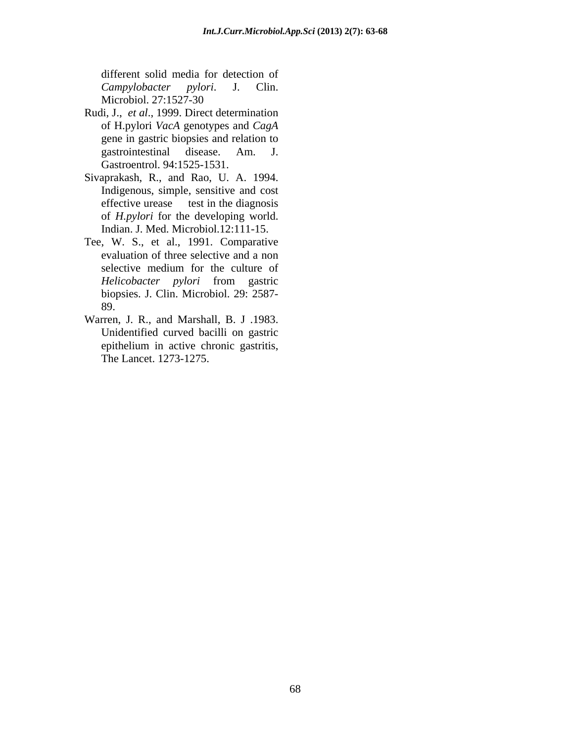different solid media for detection of *Campylobacter pylori*. J. Clin. Microbiol. 27:1527-30

Rudi, J., *et al*., 1999. Direct determination of H.pylori *VacA* genotypes and *CagA* gene in gastric biopsies and relation to gastrointestinal disease. Am. J. Gastroentrol. 94:1525-1531.

Sivaprakash, R., and Rao, U. A. 1994. Indigenous, simple, sensitive and cost effective urease test in the diagnosis of *H.pylori* for the developing world. Indian. J. Med. Microbiol.12:111-15.

Tee, W. S., et al., 1991. Comparative evaluation of three selective and a non selective medium for the culture of *Helicobacter pylori* from gastric biopsies. J. Clin. Microbiol. 29: 2587-89.

Warren, J. R., and Marshall, B. J .1983. Unidentified curved bacilli on gastric epithelium in active chronic gastritis, The Lancet. 1273-1275.